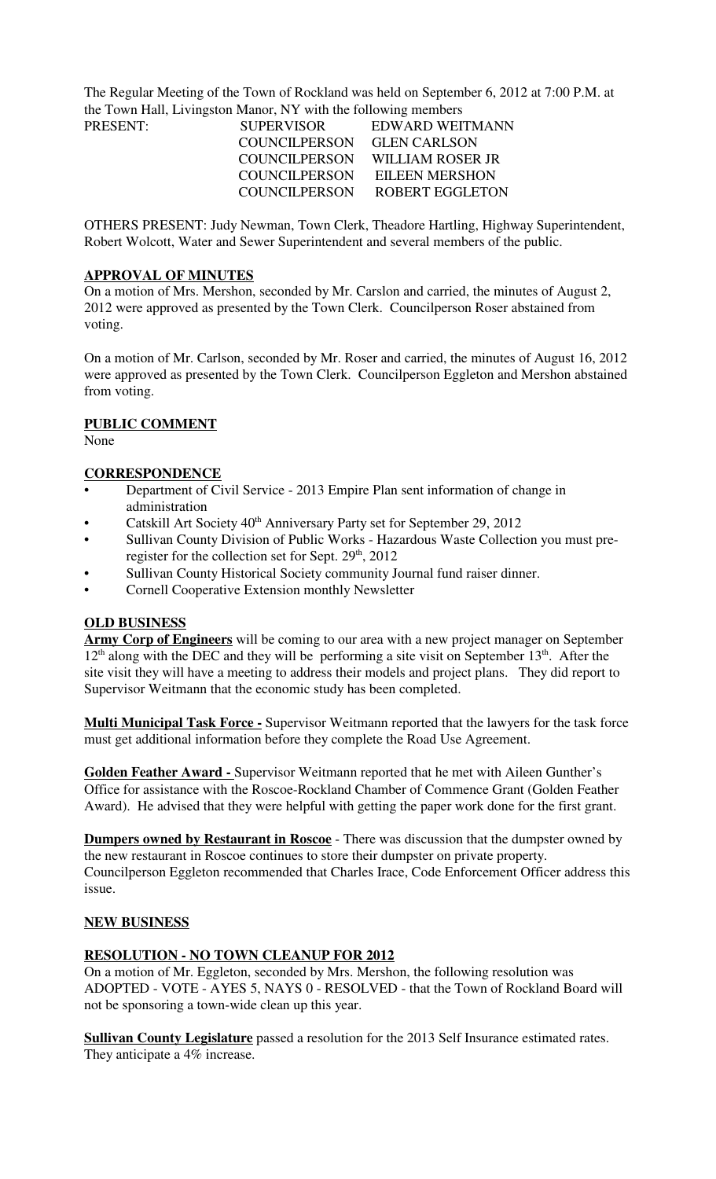The Regular Meeting of the Town of Rockland was held on September 6, 2012 at 7:00 P.M. at the Town Hall, Livingston Manor, NY with the following members

| PRESENT: | SUPERVISOR | EDWARD WEITMANN |
|---|---|---|
| | COUNCILPERSON | GLEN CARLSON |
| | COUNCILPERSON | WILLIAM ROSER JR |
| | COUNCILPERSON | EILEEN MERSHON |
| | COUNCILPERSON | ROBERT EGGLETON |

OTHERS PRESENT: Judy Newman, Town Clerk, Theadore Hartling, Highway Superintendent, Robert Wolcott, Water and Sewer Superintendent and several members of the public.

**APPROVAL OF MINUTES**

On a motion of Mrs. Mershon, seconded by Mr. Carslon and carried, the minutes of August 2, 2012 were approved as presented by the Town Clerk. Councilperson Roser abstained from voting.

On a motion of Mr. Carlson, seconded by Mr. Roser and carried, the minutes of August 16, 2012 were approved as presented by the Town Clerk. Councilperson Eggleton and Mershon abstained from voting.

**PUBLIC COMMENT**

None

**CORRESPONDENCE**

- Department of Civil Service - 2013 Empire Plan sent information of change in administration
- Catskill Art Society 40th Anniversary Party set for September 29, 2012
- Sullivan County Division of Public Works - Hazardous Waste Collection you must pre-register for the collection set for Sept. 29th, 2012
- Sullivan County Historical Society community Journal fund raiser dinner.
- Cornell Cooperative Extension monthly Newsletter

**OLD BUSINESS**

**Army Corp of Engineers** will be coming to our area with a new project manager on September 12th along with the DEC and they will be performing a site visit on September 13th. After the site visit they will have a meeting to address their models and project plans. They did report to Supervisor Weitmann that the economic study has been completed.

**Multi Municipal Task Force -** Supervisor Weitmann reported that the lawyers for the task force must get additional information before they complete the Road Use Agreement.

**Golden Feather Award -** Supervisor Weitmann reported that he met with Aileen Gunther's Office for assistance with the Roscoe-Rockland Chamber of Commence Grant (Golden Feather Award). He advised that they were helpful with getting the paper work done for the first grant.

**Dumpers owned by Restaurant in Roscoe** - There was discussion that the dumpster owned by the new restaurant in Roscoe continues to store their dumpster on private property. Councilperson Eggleton recommended that Charles Irace, Code Enforcement Officer address this issue.

**NEW BUSINESS**

**RESOLUTION - NO TOWN CLEANUP FOR 2012**

On a motion of Mr. Eggleton, seconded by Mrs. Mershon, the following resolution was ADOPTED - VOTE - AYES 5, NAYS 0 - RESOLVED - that the Town of Rockland Board will not be sponsoring a town-wide clean up this year.

**Sullivan County Legislature** passed a resolution for the 2013 Self Insurance estimated rates. They anticipate a 4% increase.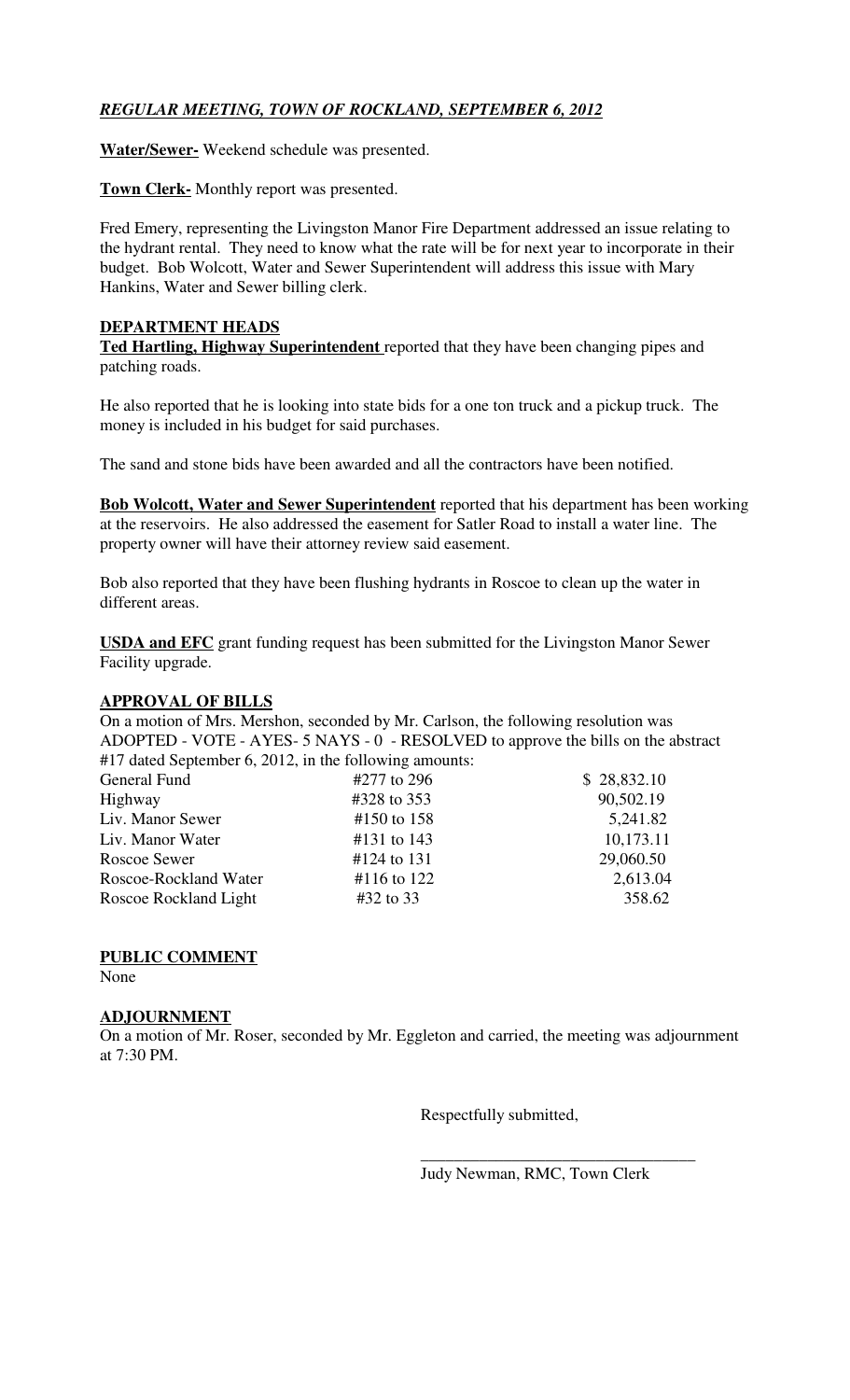***REGULAR MEETING, TOWN OF ROCKLAND, SEPTEMBER 6, 2012***

**Water/Sewer-** Weekend schedule was presented.

**Town Clerk-** Monthly report was presented.

Fred Emery, representing the Livingston Manor Fire Department addressed an issue relating to the hydrant rental. They need to know what the rate will be for next year to incorporate in their budget. Bob Wolcott, Water and Sewer Superintendent will address this issue with Mary Hankins, Water and Sewer billing clerk.

## DEPARTMENT HEADS

**Ted Hartling, Highway Superintendent** reported that they have been changing pipes and patching roads.

He also reported that he is looking into state bids for a one ton truck and a pickup truck. The money is included in his budget for said purchases.

The sand and stone bids have been awarded and all the contractors have been notified.

**Bob Wolcott, Water and Sewer Superintendent** reported that his department has been working at the reservoirs. He also addressed the easement for Satler Road to install a water line. The property owner will have their attorney review said easement.

Bob also reported that they have been flushing hydrants in Roscoe to clean up the water in different areas.

**USDA and EFC** grant funding request has been submitted for the Livingston Manor Sewer Facility upgrade.

## APPROVAL OF BILLS

On a motion of Mrs. Mershon, seconded by Mr. Carlson, the following resolution was ADOPTED - VOTE - AYES- 5 NAYS - 0 - RESOLVED to approve the bills on the abstract #17 dated September 6, 2012, in the following amounts:

| | | |
|---|---|---|
| General Fund | #277 to 296 | $ 28,832.10 |
| Highway | #328 to 353 | 90,502.19 |
| Liv. Manor Sewer | #150 to 158 | 5,241.82 |
| Liv. Manor Water | #131 to 143 | 10,173.11 |
| Roscoe Sewer | #124 to 131 | 29,060.50 |
| Roscoe-Rockland Water | #116 to 122 | 2,613.04 |
| Roscoe Rockland Light | #32 to 33 | 358.62 |

## PUBLIC COMMENT

None

## ADJOURNMENT

On a motion of Mr. Roser, seconded by Mr. Eggleton and carried, the meeting was adjournment at 7:30 PM.

Respectfully submitted,

\_\_\_\_\_\_\_\_\_\_\_\_\_\_\_\_\_\_\_\_\_\_\_\_\_\_\_\_\_\_\_\_

Judy Newman, RMC, Town Clerk